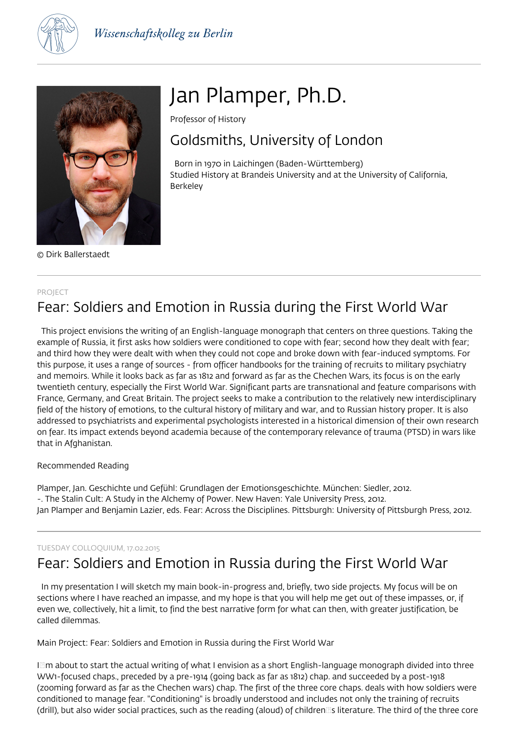Wissenschaftskolleg zu Berlin

# Jan Plamper, Ph.D.

Professor of History

## Goldsmiths, University of London

Born in 1970 in Laichingen (Baden-Württemberg)
Studied History at Brandeis University and at the University of California, Berkeley

© Dirk Ballerstaedt

PROJECT

## Fear: Soldiers and Emotion in Russia during the First World War

This project envisions the writing of an English-language monograph that centers on three questions. Taking the example of Russia, it first asks how soldiers were conditioned to cope with fear; second how they dealt with fear; and third how they were dealt with when they could not cope and broke down with fear-induced symptoms. For this purpose, it uses a range of sources - from officer handbooks for the training of recruits to military psychiatry and memoirs. While it looks back as far as 1812 and forward as far as the Chechen Wars, its focus is on the early twentieth century, especially the First World War. Significant parts are transnational and feature comparisons with France, Germany, and Great Britain. The project seeks to make a contribution to the relatively new interdisciplinary field of the history of emotions, to the cultural history of military and war, and to Russian history proper. It is also addressed to psychiatrists and experimental psychologists interested in a historical dimension of their own research on fear. Its impact extends beyond academia because of the contemporary relevance of trauma (PTSD) in wars like that in Afghanistan.

Recommended Reading

Plamper, Jan. Geschichte und Gefühl: Grundlagen der Emotionsgeschichte. München: Siedler, 2012.
-. The Stalin Cult: A Study in the Alchemy of Power. New Haven: Yale University Press, 2012.
Jan Plamper and Benjamin Lazier, eds. Fear: Across the Disciplines. Pittsburgh: University of Pittsburgh Press, 2012.

TUESDAY COLLOQUIUM, 17.02.2015

## Fear: Soldiers and Emotion in Russia during the First World War

In my presentation I will sketch my main book-in-progress and, briefly, two side projects. My focus will be on sections where I have reached an impasse, and my hope is that you will help me get out of these impasses, or, if even we, collectively, hit a limit, to find the best narrative form for what can then, with greater justification, be called dilemmas.

Main Project: Fear: Soldiers and Emotion in Russia during the First World War

I'm about to start the actual writing of what I envision as a short English-language monograph divided into three WW1-focused chaps., preceded by a pre-1914 (going back as far as 1812) chap. and succeeded by a post-1918 (zooming forward as far as the Chechen wars) chap. The first of the three core chaps. deals with how soldiers were conditioned to manage fear. "Conditioning" is broadly understood and includes not only the training of recruits (drill), but also wider social practices, such as the reading (aloud) of children's literature. The third of the three core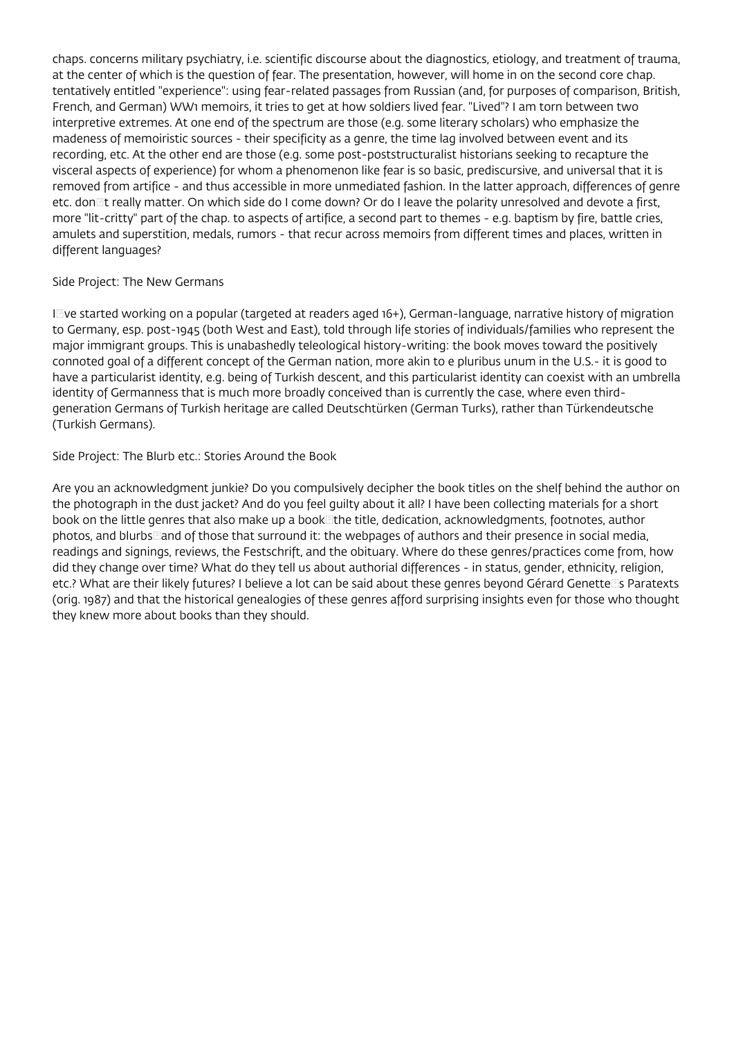chaps. concerns military psychiatry, i.e. scientific discourse about the diagnostics, etiology, and treatment of trauma, at the center of which is the question of fear. The presentation, however, will home in on the second core chap. tentatively entitled "experience": using fear-related passages from Russian (and, for purposes of comparison, British, French, and German) WW1 memoirs, it tries to get at how soldiers lived fear. "Lived"? I am torn between two interpretive extremes. At one end of the spectrum are those (e.g. some literary scholars) who emphasize the madeness of memoiristic sources - their specificity as a genre, the time lag involved between event and its recording, etc. At the other end are those (e.g. some post-poststructuralist historians seeking to recapture the visceral aspects of experience) for whom a phenomenon like fear is so basic, prediscursive, and universal that it is removed from artifice - and thus accessible in more unmediated fashion. In the latter approach, differences of genre etc. don't really matter. On which side do I come down? Or do I leave the polarity unresolved and devote a first, more "lit-critty" part of the chap. to aspects of artifice, a second part to themes - e.g. baptism by fire, battle cries, amulets and superstition, medals, rumors - that recur across memoirs from different times and places, written in different languages?

Side Project: The New Germans

I've started working on a popular (targeted at readers aged 16+), German-language, narrative history of migration to Germany, esp. post-1945 (both West and East), told through life stories of individuals/families who represent the major immigrant groups. This is unabashedly teleological history-writing: the book moves toward the positively connoted goal of a different concept of the German nation, more akin to e pluribus unum in the U.S.- it is good to have a particularist identity, e.g. being of Turkish descent, and this particularist identity can coexist with an umbrella identity of Germanness that is much more broadly conceived than is currently the case, where even third-generation Germans of Turkish heritage are called Deutschtürken (German Turks), rather than Türkendeutsche (Turkish Germans).

Side Project: The Blurb etc.: Stories Around the Book

Are you an acknowledgment junkie? Do you compulsively decipher the book titles on the shelf behind the author on the photograph in the dust jacket? And do you feel guilty about it all? I have been collecting materials for a short book on the little genres that also make up a book—the title, dedication, acknowledgments, footnotes, author photos, and blurbs—and of those that surround it: the webpages of authors and their presence in social media, readings and signings, reviews, the Festschrift, and the obituary. Where do these genres/practices come from, how did they change over time? What do they tell us about authorial differences - in status, gender, ethnicity, religion, etc.? What are their likely futures? I believe a lot can be said about these genres beyond Gérard Genette's Paratexts (orig. 1987) and that the historical genealogies of these genres afford surprising insights even for those who thought they knew more about books than they should.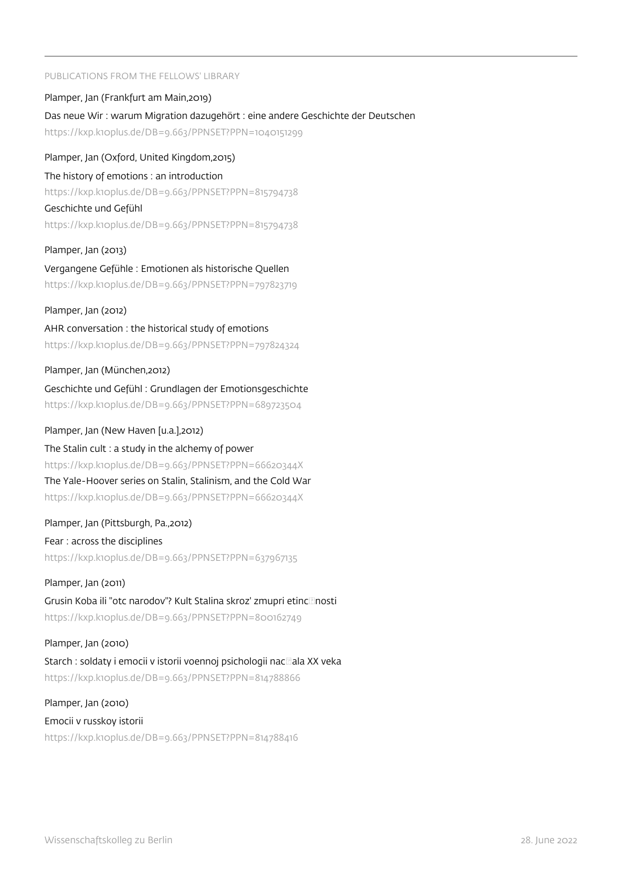PUBLICATIONS FROM THE FELLOWS' LIBRARY

Plamper, Jan (Frankfurt am Main,2019)

Das neue Wir : warum Migration dazugehört : eine andere Geschichte der Deutschen

https://kxp.k10plus.de/DB=9.663/PPNSET?PPN=1040151299

Plamper, Jan (Oxford, United Kingdom,2015)

The history of emotions : an introduction

https://kxp.k10plus.de/DB=9.663/PPNSET?PPN=815794738

Geschichte und Gefühl

https://kxp.k10plus.de/DB=9.663/PPNSET?PPN=815794738

Plamper, Jan (2013)

Vergangene Gefühle : Emotionen als historische Quellen

https://kxp.k10plus.de/DB=9.663/PPNSET?PPN=797823719

Plamper, Jan (2012)

AHR conversation : the historical study of emotions

https://kxp.k10plus.de/DB=9.663/PPNSET?PPN=797824324

Plamper, Jan (München,2012)

Geschichte und Gefühl : Grundlagen der Emotionsgeschichte

https://kxp.k10plus.de/DB=9.663/PPNSET?PPN=689723504

Plamper, Jan (New Haven [u.a.],2012)

The Stalin cult : a study in the alchemy of power

https://kxp.k10plus.de/DB=9.663/PPNSET?PPN=66620344X

The Yale-Hoover series on Stalin, Stalinism, and the Cold War

https://kxp.k10plus.de/DB=9.663/PPNSET?PPN=66620344X

Plamper, Jan (Pittsburgh, Pa.,2012)

Fear : across the disciplines

https://kxp.k10plus.de/DB=9.663/PPNSET?PPN=637967135

Plamper, Jan (2011)

Grusin Koba ili "otc narodov"? Kult Stalina skroz' zmupri etinc□nosti

https://kxp.k10plus.de/DB=9.663/PPNSET?PPN=800162749

Plamper, Jan (2010)

Starch : soldaty i emocii v istorii voennoj psichologii nac□ala XX veka

https://kxp.k10plus.de/DB=9.663/PPNSET?PPN=814788866

Plamper, Jan (2010)

Emocii v russkoy istorii

https://kxp.k10plus.de/DB=9.663/PPNSET?PPN=814788416